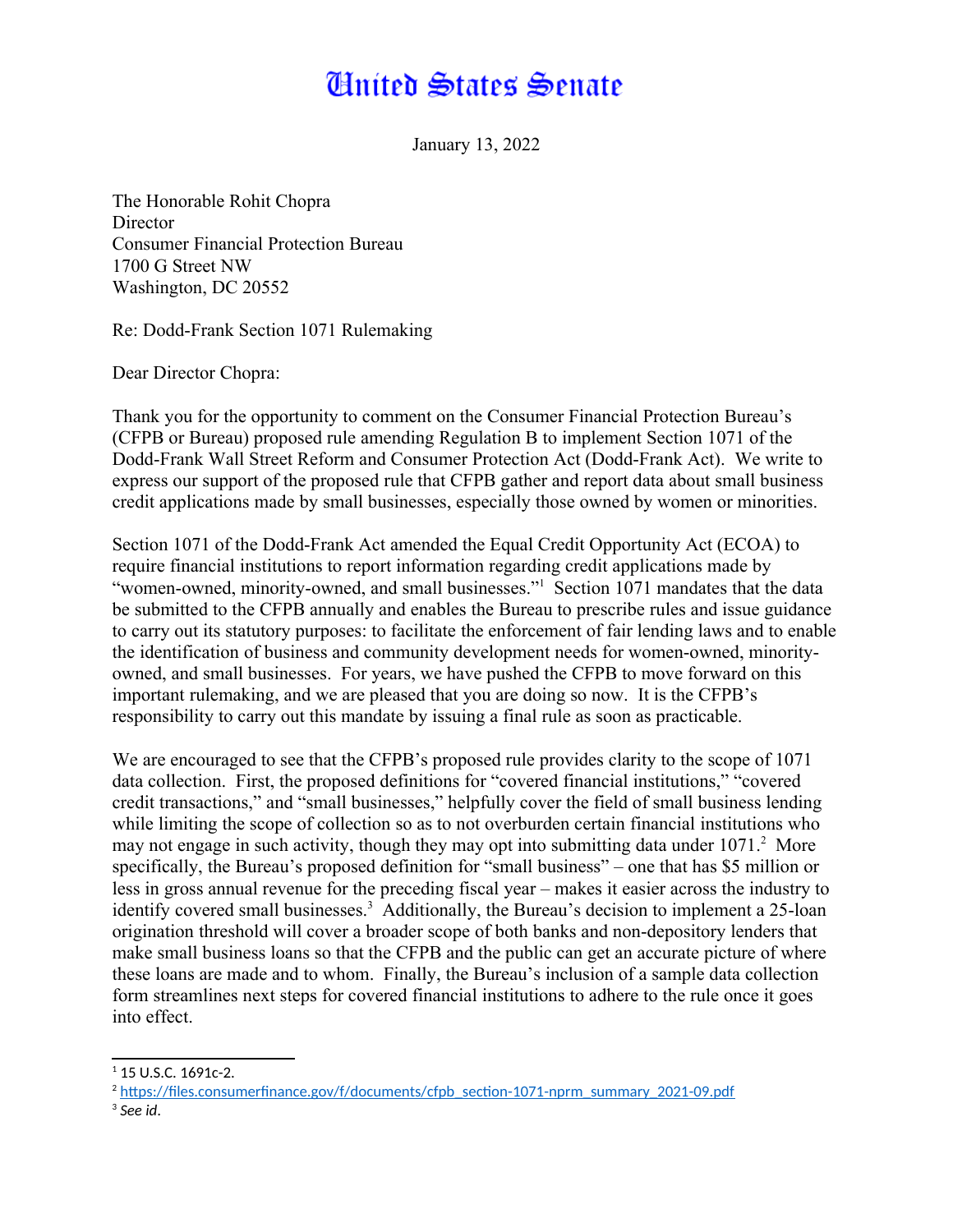# United States Senate

January 13, 2022

The Honorable Rohit Chopra
Director
Consumer Financial Protection Bureau
1700 G Street NW
Washington, DC 20552

Re: Dodd-Frank Section 1071 Rulemaking

Dear Director Chopra:

Thank you for the opportunity to comment on the Consumer Financial Protection Bureau's (CFPB or Bureau) proposed rule amending Regulation B to implement Section 1071 of the Dodd-Frank Wall Street Reform and Consumer Protection Act (Dodd-Frank Act). We write to express our support of the proposed rule that CFPB gather and report data about small business credit applications made by small businesses, especially those owned by women or minorities.

Section 1071 of the Dodd-Frank Act amended the Equal Credit Opportunity Act (ECOA) to require financial institutions to report information regarding credit applications made by "women-owned, minority-owned, and small businesses."[1] Section 1071 mandates that the data be submitted to the CFPB annually and enables the Bureau to prescribe rules and issue guidance to carry out its statutory purposes: to facilitate the enforcement of fair lending laws and to enable the identification of business and community development needs for women-owned, minority-owned, and small businesses. For years, we have pushed the CFPB to move forward on this important rulemaking, and we are pleased that you are doing so now. It is the CFPB's responsibility to carry out this mandate by issuing a final rule as soon as practicable.

We are encouraged to see that the CFPB's proposed rule provides clarity to the scope of 1071 data collection. First, the proposed definitions for "covered financial institutions," "covered credit transactions," and "small businesses," helpfully cover the field of small business lending while limiting the scope of collection so as to not overburden certain financial institutions who may not engage in such activity, though they may opt into submitting data under 1071.[2] More specifically, the Bureau's proposed definition for "small business" – one that has $5 million or less in gross annual revenue for the preceding fiscal year – makes it easier across the industry to identify covered small businesses.[3] Additionally, the Bureau's decision to implement a 25-loan origination threshold will cover a broader scope of both banks and non-depository lenders that make small business loans so that the CFPB and the public can get an accurate picture of where these loans are made and to whom. Finally, the Bureau's inclusion of a sample data collection form streamlines next steps for covered financial institutions to adhere to the rule once it goes into effect.

---

[1] 15 U.S.C. 1691c-2.

[2] https://files.consumerfinance.gov/f/documents/cfpb_section-1071-nprm_summary_2021-09.pdf

[3] *See id*.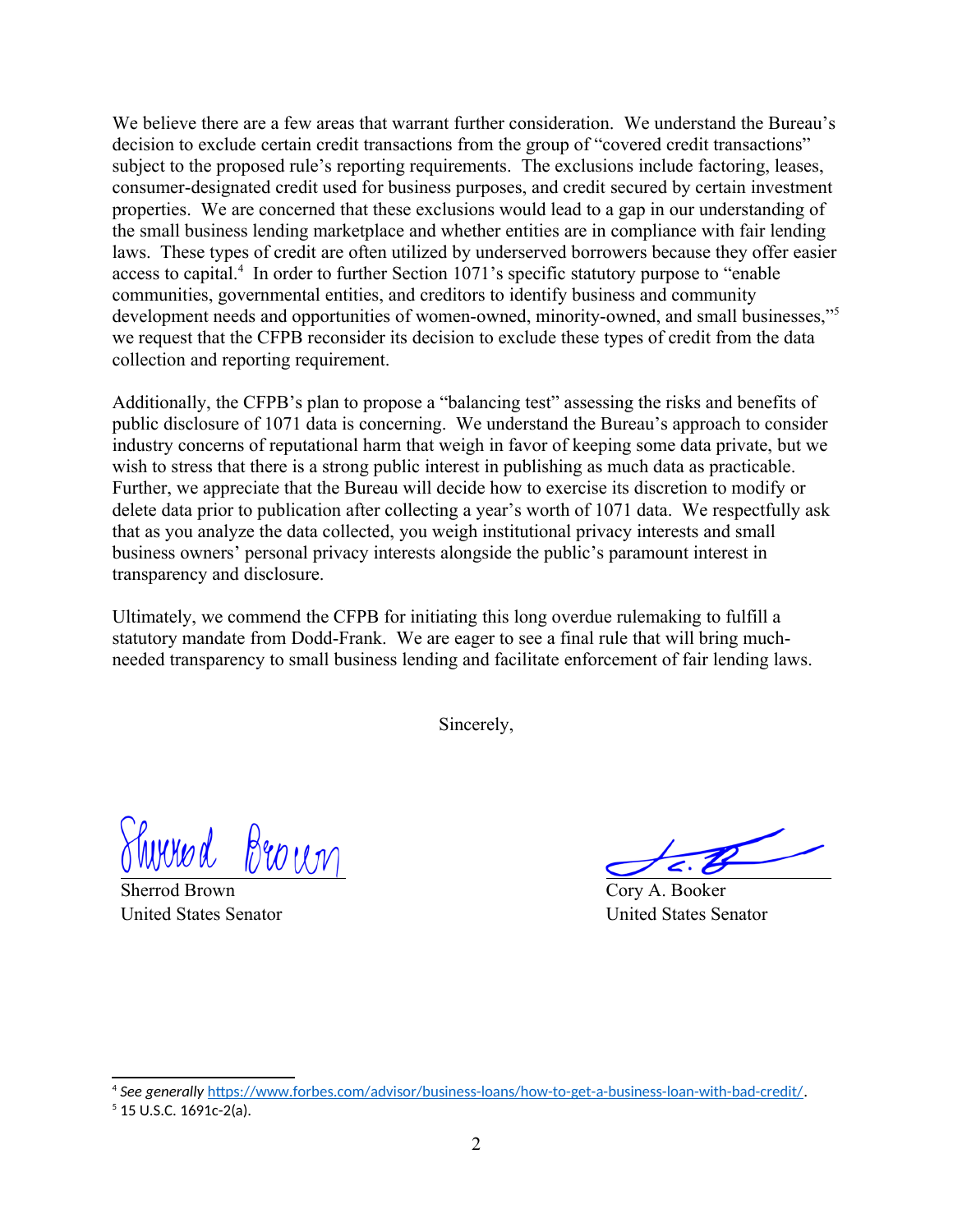We believe there are a few areas that warrant further consideration. We understand the Bureau's decision to exclude certain credit transactions from the group of "covered credit transactions" subject to the proposed rule's reporting requirements. The exclusions include factoring, leases, consumer-designated credit used for business purposes, and credit secured by certain investment properties. We are concerned that these exclusions would lead to a gap in our understanding of the small business lending marketplace and whether entities are in compliance with fair lending laws. These types of credit are often utilized by underserved borrowers because they offer easier access to capital.[4] In order to further Section 1071's specific statutory purpose to "enable communities, governmental entities, and creditors to identify business and community development needs and opportunities of women-owned, minority-owned, and small businesses,"[5] we request that the CFPB reconsider its decision to exclude these types of credit from the data collection and reporting requirement.

Additionally, the CFPB's plan to propose a "balancing test" assessing the risks and benefits of public disclosure of 1071 data is concerning. We understand the Bureau's approach to consider industry concerns of reputational harm that weigh in favor of keeping some data private, but we wish to stress that there is a strong public interest in publishing as much data as practicable. Further, we appreciate that the Bureau will decide how to exercise its discretion to modify or delete data prior to publication after collecting a year's worth of 1071 data. We respectfully ask that as you analyze the data collected, you weigh institutional privacy interests and small business owners' personal privacy interests alongside the public's paramount interest in transparency and disclosure.

Ultimately, we commend the CFPB for initiating this long overdue rulemaking to fulfill a statutory mandate from Dodd-Frank. We are eager to see a final rule that will bring much-needed transparency to small business lending and facilitate enforcement of fair lending laws.

Sincerely,

Sherrod Brown
United States Senator

Cory A. Booker
United States Senator

---

[4] *See generally* https://www.forbes.com/advisor/business-loans/how-to-get-a-business-loan-with-bad-credit/.

[5] 15 U.S.C. 1691c-2(a).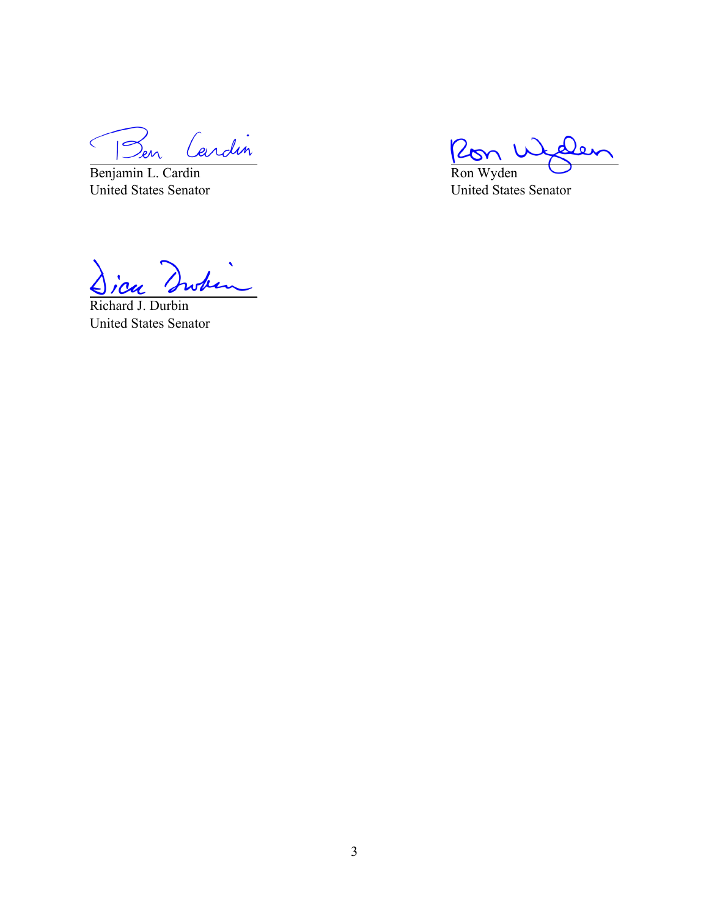Benjamin L. Cardin
United States Senator

Ron Wyden
United States Senator

Richard J. Durbin
United States Senator